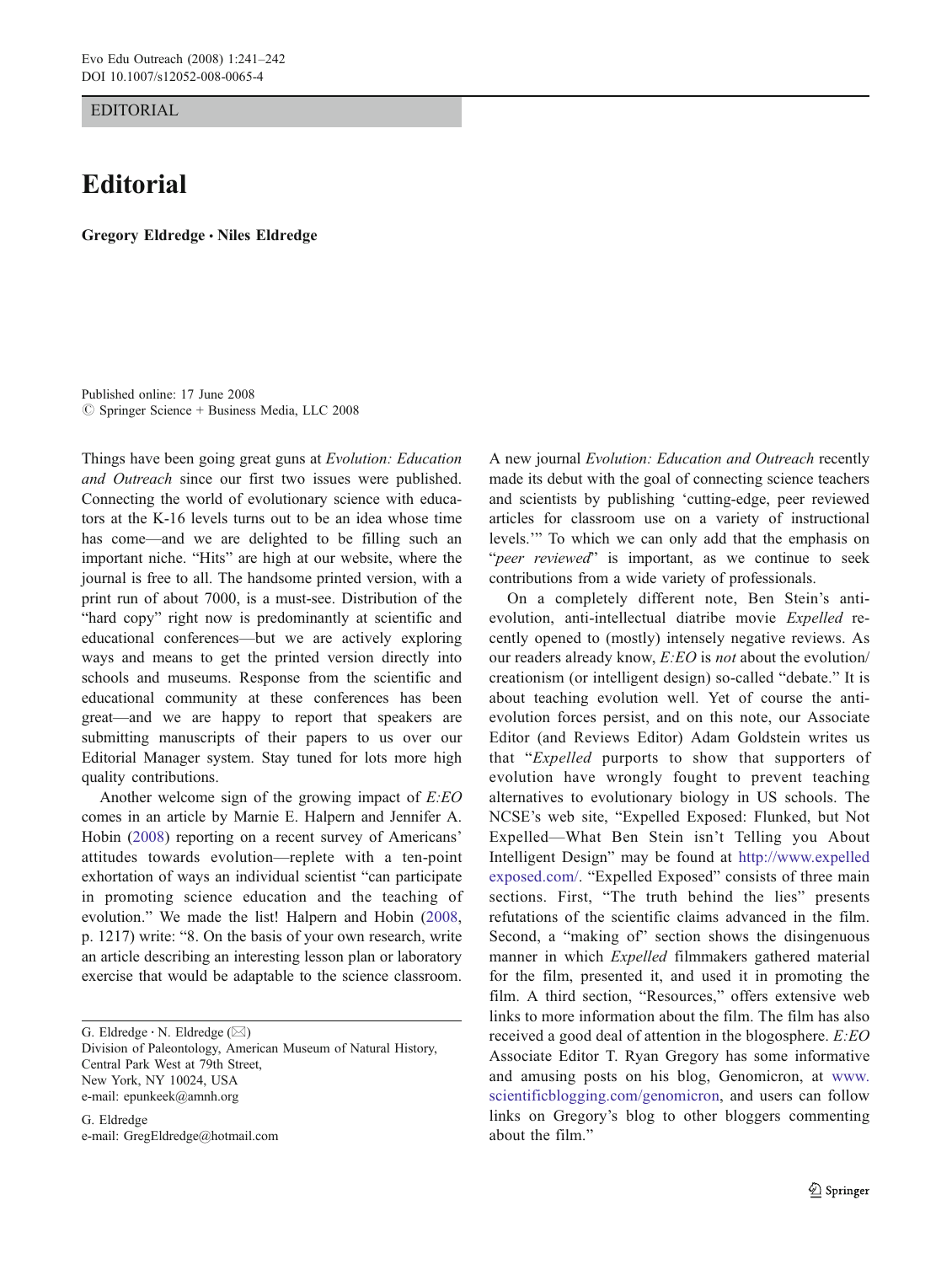EDITORIAL

# Editorial

**Gregory Eldredge · Niles Eldredge**

Published online: 17 June 2008
© Springer Science + Business Media, LLC 2008

Things have been going great guns at *Evolution: Education and Outreach* since our first two issues were published. Connecting the world of evolutionary science with educators at the K-16 levels turns out to be an idea whose time has come—and we are delighted to be filling such an important niche. "Hits" are high at our website, where the journal is free to all. The handsome printed version, with a print run of about 7000, is a must-see. Distribution of the "hard copy" right now is predominantly at scientific and educational conferences—but we are actively exploring ways and means to get the printed version directly into schools and museums. Response from the scientific and educational community at these conferences has been great—and we are happy to report that speakers are submitting manuscripts of their papers to us over our Editorial Manager system. Stay tuned for lots more high quality contributions.

Another welcome sign of the growing impact of *E:EO* comes in an article by Marnie E. Halpern and Jennifer A. Hobin (2008) reporting on a recent survey of Americans' attitudes towards evolution—replete with a ten-point exhortation of ways an individual scientist "can participate in promoting science education and the teaching of evolution." We made the list! Halpern and Hobin (2008, p. 1217) write: "8. On the basis of your own research, write an article describing an interesting lesson plan or laboratory exercise that would be adaptable to the science classroom. A new journal *Evolution: Education and Outreach* recently made its debut with the goal of connecting science teachers and scientists by publishing 'cutting-edge, peer reviewed articles for classroom use on a variety of instructional levels.'" To which we can only add that the emphasis on "*peer reviewed*" is important, as we continue to seek contributions from a wide variety of professionals.

On a completely different note, Ben Stein's anti-evolution, anti-intellectual diatribe movie *Expelled* recently opened to (mostly) intensely negative reviews. As our readers already know, *E:EO* is *not* about the evolution/creationism (or intelligent design) so-called "debate." It is about teaching evolution well. Yet of course the anti-evolution forces persist, and on this note, our Associate Editor (and Reviews Editor) Adam Goldstein writes us that "*Expelled* purports to show that supporters of evolution have wrongly fought to prevent teaching alternatives to evolutionary biology in US schools. The NCSE's web site, "Expelled Exposed: Flunked, but Not Expelled—What Ben Stein isn't Telling you About Intelligent Design" may be found at http://www.expelledexposed.com/. "Expelled Exposed" consists of three main sections. First, "The truth behind the lies" presents refutations of the scientific claims advanced in the film. Second, a "making of" section shows the disingenuous manner in which *Expelled* filmmakers gathered material for the film, presented it, and used it in promoting the film. A third section, "Resources," offers extensive web links to more information about the film. The film has also received a good deal of attention in the blogosphere. *E:EO* Associate Editor T. Ryan Gregory has some informative and amusing posts on his blog, Genomicron, at www.scientificblogging.com/genomicron, and users can follow links on Gregory's blog to other bloggers commenting about the film."

---

G. Eldredge · N. Eldredge (✉)
Division of Paleontology, American Museum of Natural History,
Central Park West at 79th Street,
New York, NY 10024, USA
e-mail: epunkeek@amnh.org

G. Eldredge
e-mail: GregEldredge@hotmail.com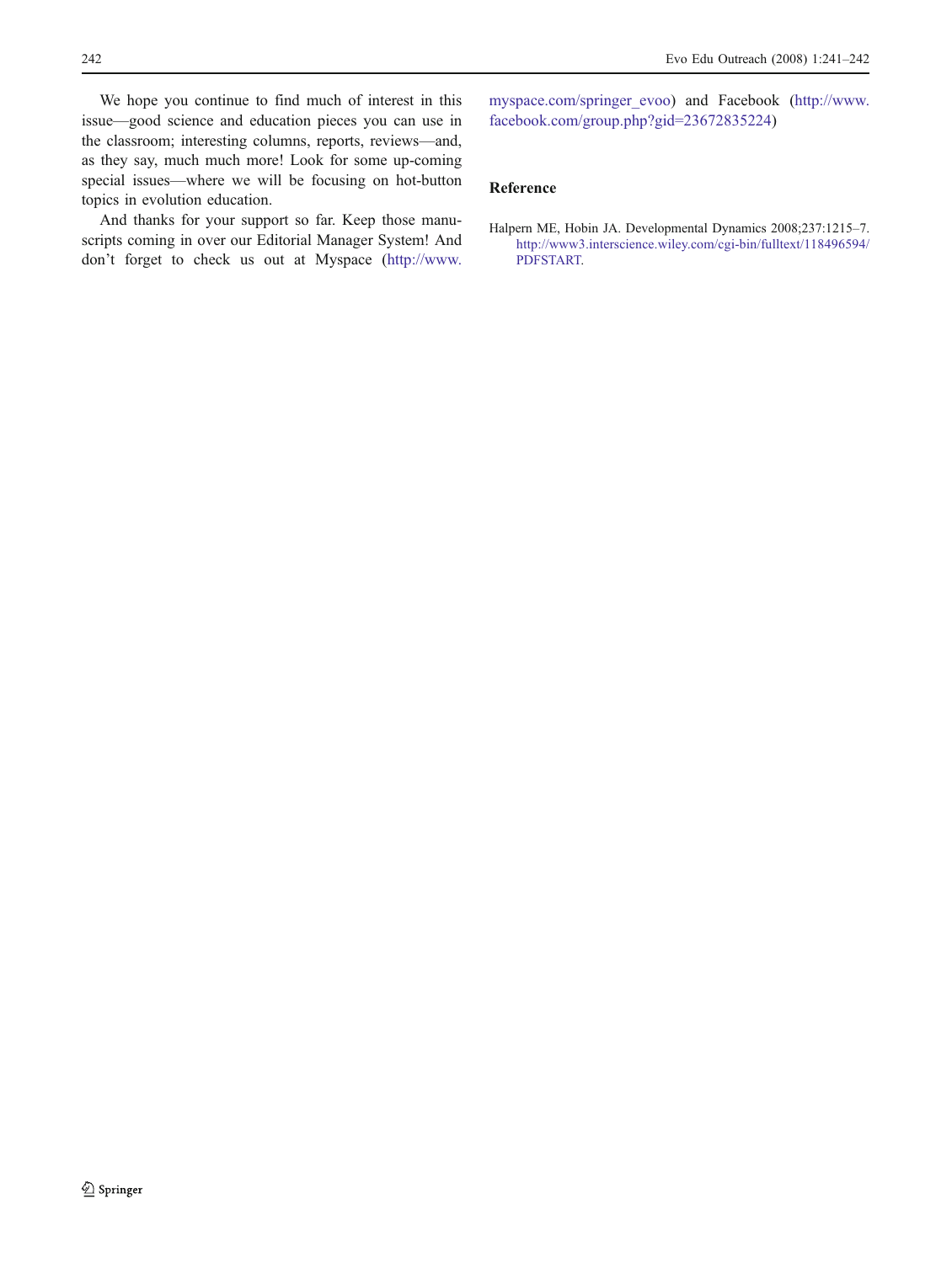We hope you continue to find much of interest in this issue—good science and education pieces you can use in the classroom; interesting columns, reports, reviews—and, as they say, much much more! Look for some up-coming special issues—where we will be focusing on hot-button topics in evolution education.

And thanks for your support so far. Keep those manuscripts coming in over our Editorial Manager System! And don't forget to check us out at Myspace (http://www.myspace.com/springer_evoo) and Facebook (http://www.facebook.com/group.php?gid=23672835224)

## Reference

Halpern ME, Hobin JA. Developmental Dynamics 2008;237:1215–7. http://www3.interscience.wiley.com/cgi-bin/fulltext/118496594/PDFSTART.